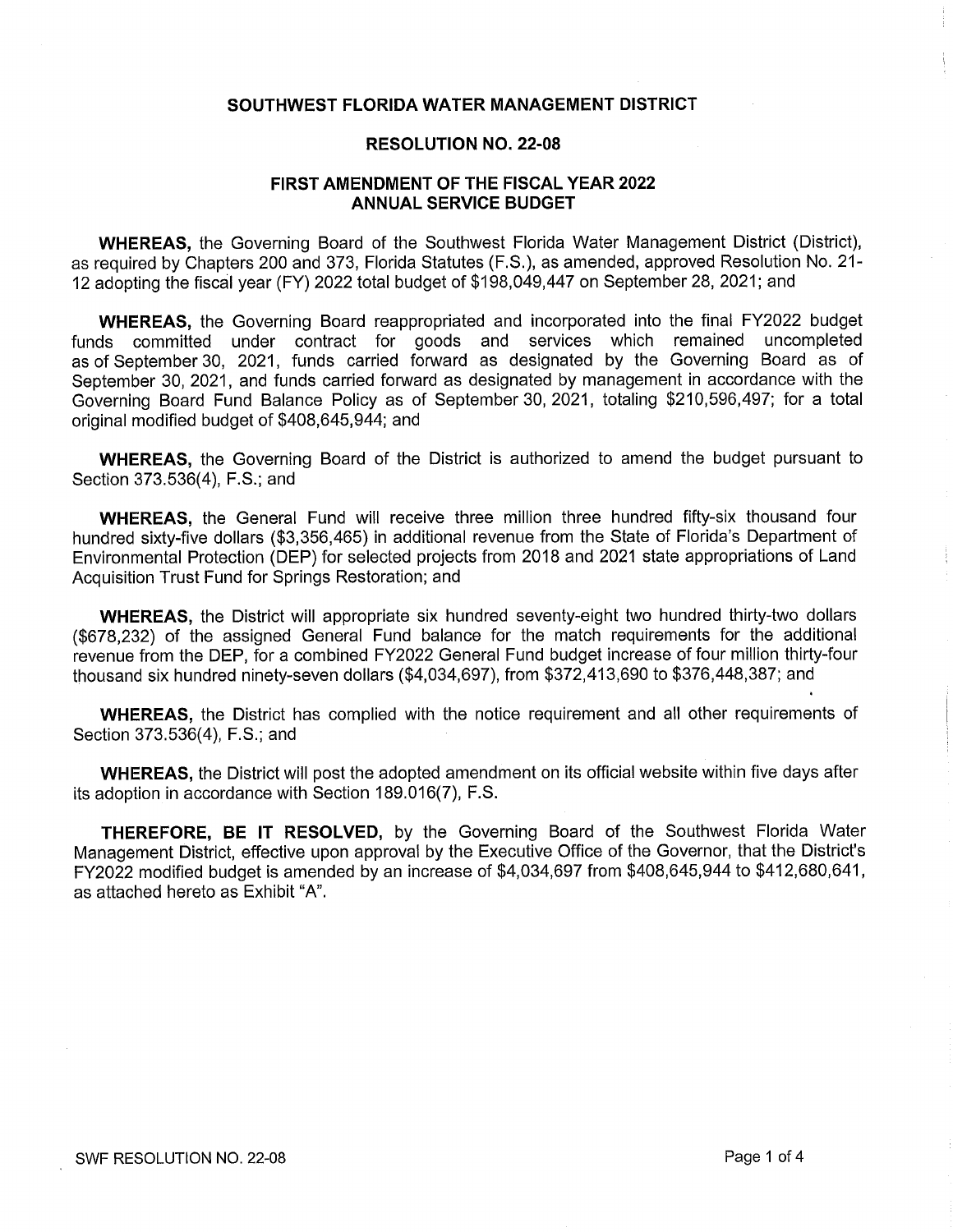# SOUTHWEST FLORIDA WATER MANAGEMENT DISTRICT

## RESOLUTION NO. 22-08

## FIRST AMENDMENT OF THE FISCAL YEAR 2022 ANNUAL SERVICE BUDGET

**WHEREAS,** the Governing Board of the Southwest Florida Water Management District (District), as required by Chapters 200 and 373, Florida Statutes (F.S.), as amended, approved Resolution No. 21-12 adopting the fiscal year (FY) 2022 total budget of $198,049,447 on September 28, 2021; and

**WHEREAS,** the Governing Board reappropriated and incorporated into the final FY2022 budget funds committed under contract for goods and services which remained uncompleted as of September 30, 2021, funds carried forward as designated by the Governing Board as of September 30, 2021, and funds carried forward as designated by management in accordance with the Governing Board Fund Balance Policy as of September 30, 2021, totaling $210,596,497; for a total original modified budget of $408,645,944; and

**WHEREAS,** the Governing Board of the District is authorized to amend the budget pursuant to Section 373.536(4), F.S.; and

**WHEREAS,** the General Fund will receive three million three hundred fifty-six thousand four hundred sixty-five dollars ($3,356,465) in additional revenue from the State of Florida's Department of Environmental Protection (DEP) for selected projects from 2018 and 2021 state appropriations of Land Acquisition Trust Fund for Springs Restoration; and

**WHEREAS,** the District will appropriate six hundred seventy-eight two hundred thirty-two dollars ($678,232) of the assigned General Fund balance for the match requirements for the additional revenue from the DEP, for a combined FY2022 General Fund budget increase of four million thirty-four thousand six hundred ninety-seven dollars ($4,034,697), from $372,413,690 to $376,448,387; and

**WHEREAS,** the District has complied with the notice requirement and all other requirements of Section 373.536(4), F.S.; and

**WHEREAS,** the District will post the adopted amendment on its official website within five days after its adoption in accordance with Section 189.016(7), F.S.

**THEREFORE, BE IT RESOLVED,** by the Governing Board of the Southwest Florida Water Management District, effective upon approval by the Executive Office of the Governor, that the District's FY2022 modified budget is amended by an increase of $4,034,697 from $408,645,944 to $412,680,641, as attached hereto as Exhibit "A".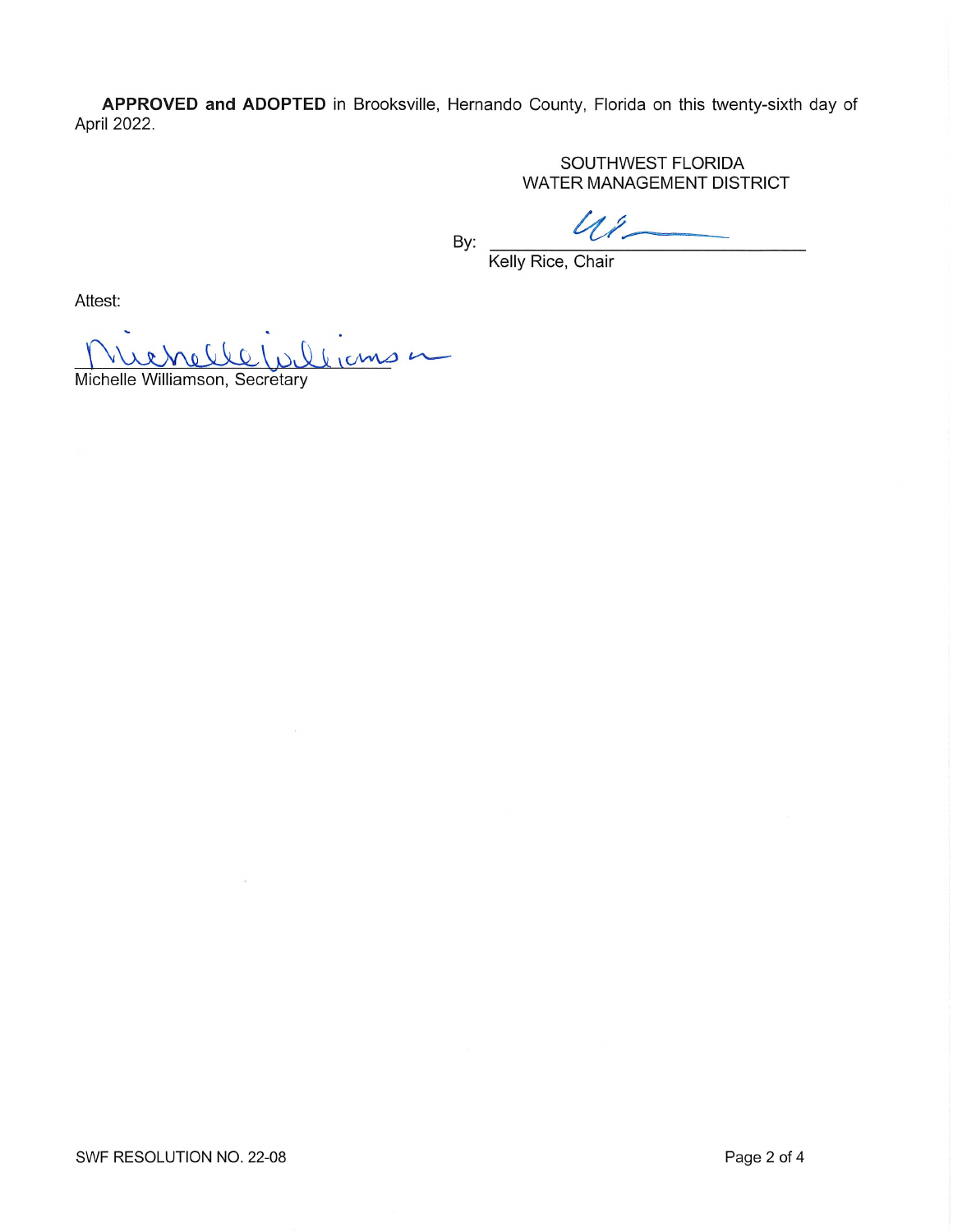**APPROVED and ADOPTED** in Brooksville, Hernando County, Florida on this twenty-sixth day of April 2022.

SOUTHWEST FLORIDA
WATER MANAGEMENT DISTRICT

By: ______________________________
Kelly Rice, Chair

Attest:

______________________________
Michelle Williamson, Secretary

SWF RESOLUTION NO. 22-08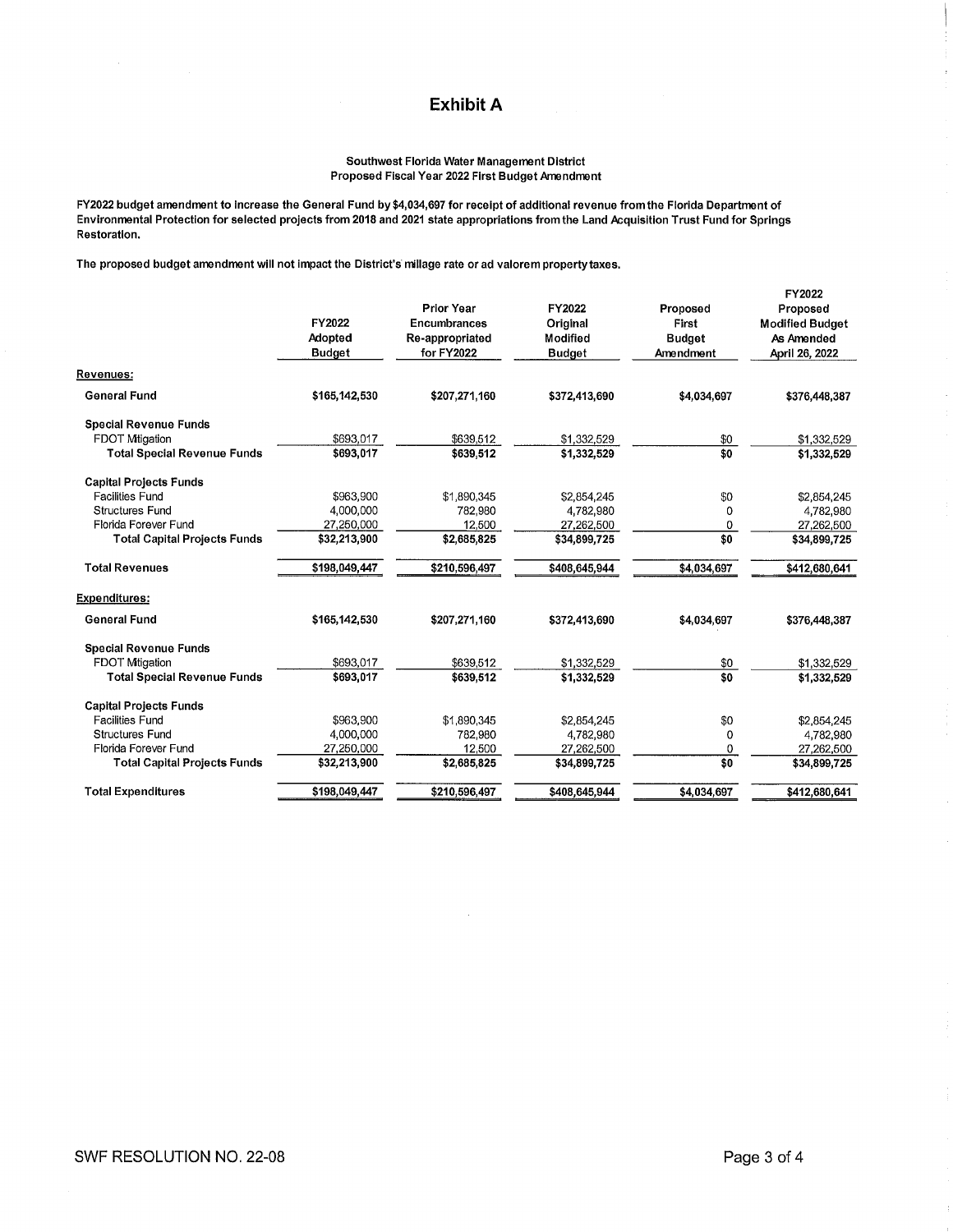# Exhibit A

**Southwest Florida Water Management District**
**Proposed Fiscal Year 2022 First Budget Amendment**

**FY2022 budget amendment to increase the General Fund by $4,034,697 for receipt of additional revenue from the Florida Department of Environmental Protection for selected projects from 2018 and 2021 state appropriations from the Land Acquisition Trust Fund for Springs Restoration.**

**The proposed budget amendment will not impact the District's millage rate or ad valorem property taxes.**

| | FY2022 Adopted Budget | Prior Year Encumbrances Re-appropriated for FY2022 | FY2022 Original Modified Budget | Proposed First Budget Amendment | FY2022 Proposed Modified Budget As Amended April 26, 2022 |
|---|---|---|---|---|---|
| **Revenues:** | | | | | |
| **General Fund** | **$165,142,530** | **$207,271,160** | **$372,413,690** | **$4,034,697** | **$376,448,387** |
| **Special Revenue Funds** | | | | | |
| FDOT Mitigation | $693,017 | $639,512 | $1,332,529 | $0 | $1,332,529 |
| **Total Special Revenue Funds** | **$693,017** | **$639,512** | **$1,332,529** | **$0** | **$1,332,529** |
| **Capital Projects Funds** | | | | | |
| Facilities Fund | $963,900 | $1,890,345 | $2,854,245 | $0 | $2,854,245 |
| Structures Fund | 4,000,000 | 782,980 | 4,782,980 | 0 | 4,782,980 |
| Florida Forever Fund | 27,250,000 | 12,500 | 27,262,500 | 0 | 27,262,500 |
| **Total Capital Projects Funds** | **$32,213,900** | **$2,685,825** | **$34,899,725** | **$0** | **$34,899,725** |
| **Total Revenues** | **$198,049,447** | **$210,596,497** | **$408,645,944** | **$4,034,697** | **$412,680,641** |
| **Expenditures:** | | | | | |
| **General Fund** | **$165,142,530** | **$207,271,160** | **$372,413,690** | **$4,034,697** | **$376,448,387** |
| **Special Revenue Funds** | | | | | |
| FDOT Mitigation | $693,017 | $639,512 | $1,332,529 | $0 | $1,332,529 |
| **Total Special Revenue Funds** | **$693,017** | **$639,512** | **$1,332,529** | **$0** | **$1,332,529** |
| **Capital Projects Funds** | | | | | |
| Facilities Fund | $963,900 | $1,890,345 | $2,854,245 | $0 | $2,854,245 |
| Structures Fund | 4,000,000 | 782,980 | 4,782,980 | 0 | 4,782,980 |
| Florida Forever Fund | 27,250,000 | 12,500 | 27,262,500 | 0 | 27,262,500 |
| **Total Capital Projects Funds** | **$32,213,900** | **$2,685,825** | **$34,899,725** | **$0** | **$34,899,725** |
| **Total Expenditures** | **$198,049,447** | **$210,596,497** | **$408,645,944** | **$4,034,697** | **$412,680,641** |

SWF RESOLUTION NO. 22-08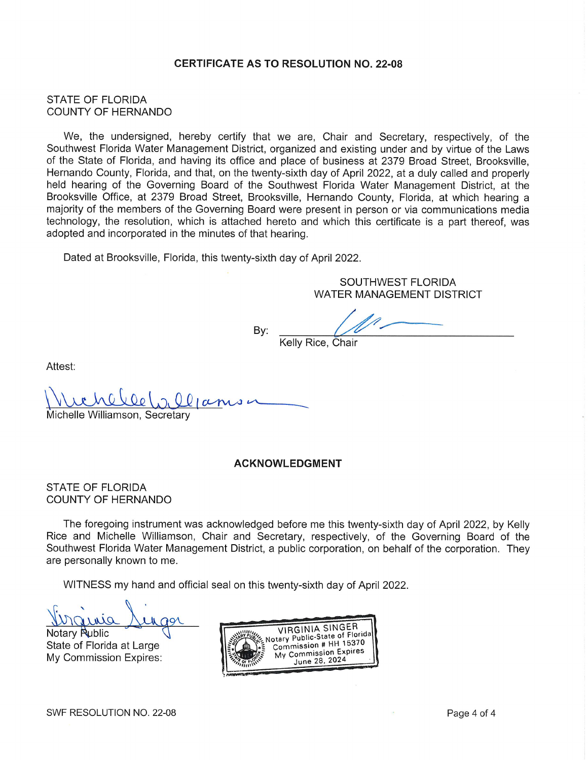## CERTIFICATE AS TO RESOLUTION NO. 22-08

STATE OF FLORIDA
COUNTY OF HERNANDO

We, the undersigned, hereby certify that we are, Chair and Secretary, respectively, of the Southwest Florida Water Management District, organized and existing under and by virtue of the Laws of the State of Florida, and having its office and place of business at 2379 Broad Street, Brooksville, Hernando County, Florida, and that, on the twenty-sixth day of April 2022, at a duly called and properly held hearing of the Governing Board of the Southwest Florida Water Management District, at the Brooksville Office, at 2379 Broad Street, Brooksville, Hernando County, Florida, at which hearing a majority of the members of the Governing Board were present in person or via communications media technology, the resolution, which is attached hereto and which this certificate is a part thereof, was adopted and incorporated in the minutes of that hearing.

Dated at Brooksville, Florida, this twenty-sixth day of April 2022.

SOUTHWEST FLORIDA
WATER MANAGEMENT DISTRICT

By: ______________________________
Kelly Rice, Chair

Attest:

______________________________
Michelle Williamson, Secretary

## ACKNOWLEDGMENT

STATE OF FLORIDA
COUNTY OF HERNANDO

The foregoing instrument was acknowledged before me this twenty-sixth day of April 2022, by Kelly Rice and Michelle Williamson, Chair and Secretary, respectively, of the Governing Board of the Southwest Florida Water Management District, a public corporation, on behalf of the corporation. They are personally known to me.

WITNESS my hand and official seal on this twenty-sixth day of April 2022.

______________________________
Notary Public
State of Florida at Large
My Commission Expires:

VIRGINIA SINGER
Notary Public-State of Florida
Commission # HH 15370
My Commission Expires
June 28, 2024

SWF RESOLUTION NO. 22-08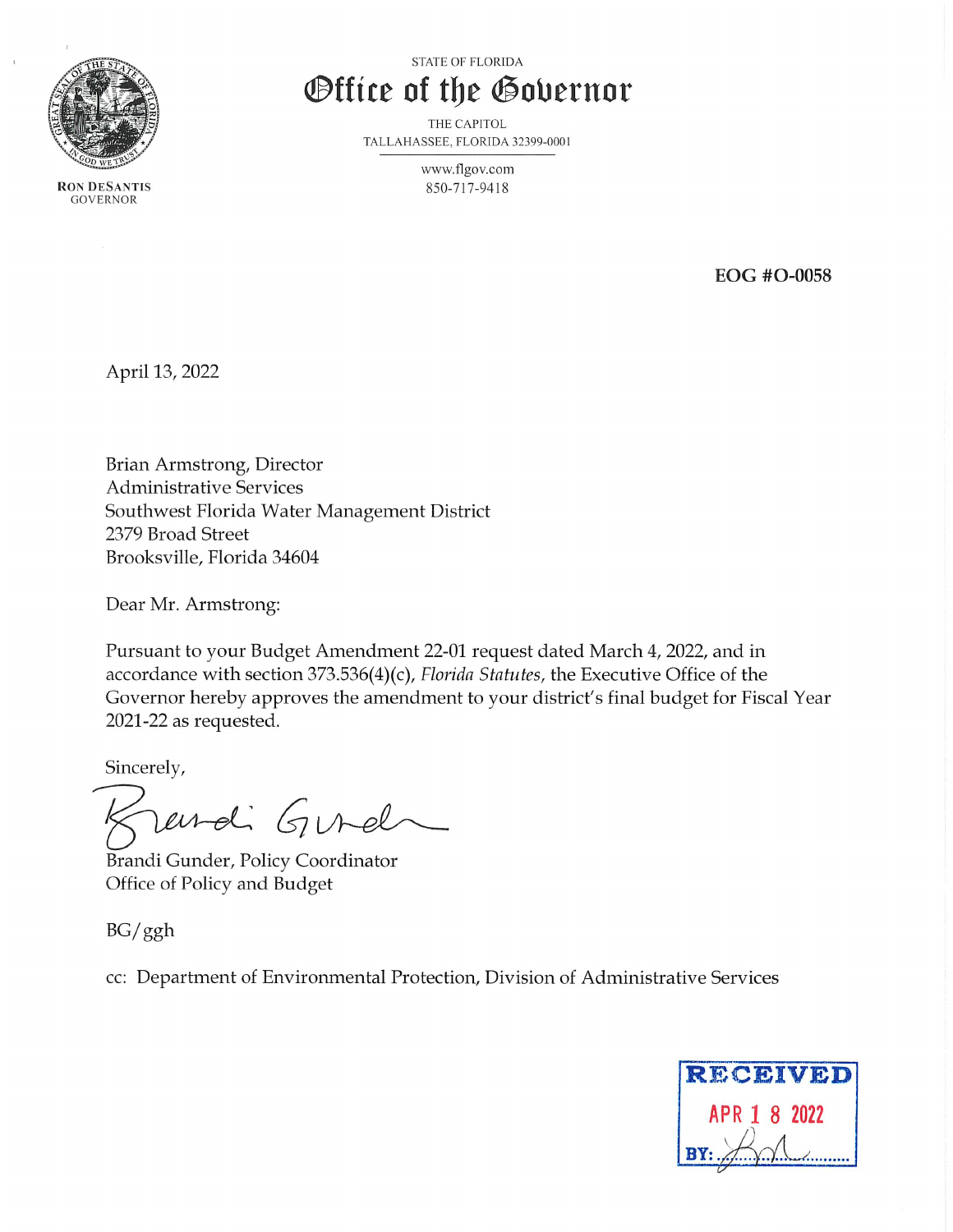STATE OF FLORIDA

# Office of the Governor

THE CAPITOL
TALLAHASSEE, FLORIDA 32399-0001

www.flgov.com
850-717-9418

**RON DESANTIS**
GOVERNOR

**EOG #O-0058**

April 13, 2022

Brian Armstrong, Director
Administrative Services
Southwest Florida Water Management District
2379 Broad Street
Brooksville, Florida 34604

Dear Mr. Armstrong:

Pursuant to your Budget Amendment 22-01 request dated March 4, 2022, and in accordance with section 373.536(4)(c), *Florida Statutes*, the Executive Office of the Governor hereby approves the amendment to your district's final budget for Fiscal Year 2021-22 as requested.

Sincerely,

Brandi Gunder, Policy Coordinator
Office of Policy and Budget

BG/ggh

cc: Department of Environmental Protection, Division of Administrative Services

RECEIVED
APR 18 2022
BY: